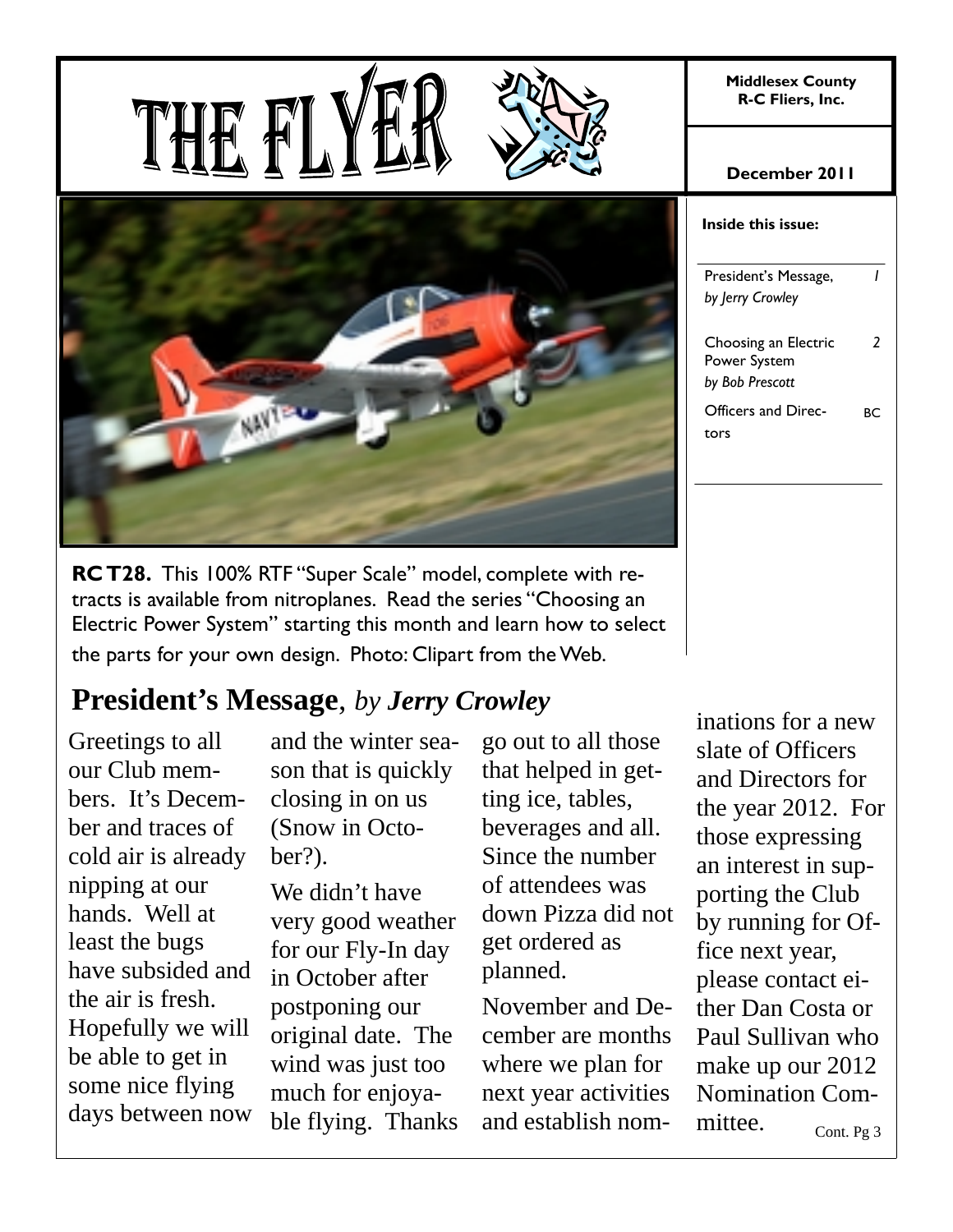# THE FLYER

**Middlesex County R-C Fliers, Inc.**

**December 2011**

**Inside this issue:**

| | |
|---|---|
| President's Message, *by Jerry Crowley* | *1* |
| Choosing an Electric Power System *by Bob Prescott* | *2* |
| Officers and Directors | BC |

**RC T28.** This 100% RTF "Super Scale" model, complete with retracts is available from nitroplanes. Read the series "Choosing an Electric Power System" starting this month and learn how to select the parts for your own design. Photo: Clipart from the Web.

## President's Message, *by Jerry Crowley*

Greetings to all our Club members. It's December and traces of cold air is already nipping at our hands. Well at least the bugs have subsided and the air is fresh. Hopefully we will be able to get in some nice flying days between now and the winter season that is quickly closing in on us (Snow in October?).

We didn't have very good weather for our Fly-In day in October after postponing our original date. The wind was just too much for enjoyable flying. Thanks go out to all those that helped in getting ice, tables, beverages and all. Since the number of attendees was down Pizza did not get ordered as planned.

November and December are months where we plan for next year activities and establish nominations for a new slate of Officers and Directors for the year 2012. For those expressing an interest in supporting the Club by running for Office next year, please contact either Dan Costa or Paul Sullivan who make up our 2012 Nomination Committee.

Cont. Pg 3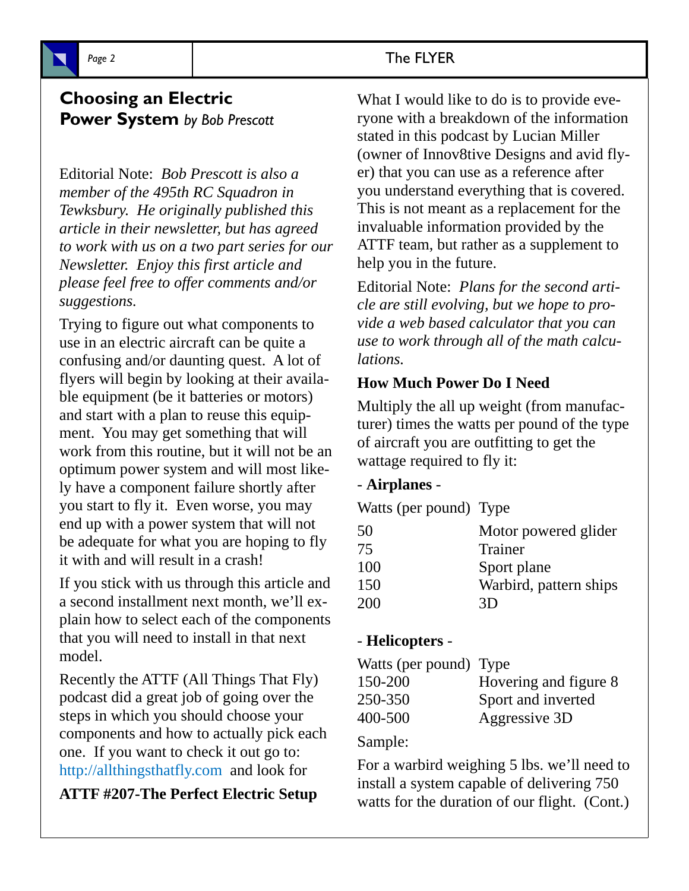## Choosing an Electric Power System *by Bob Prescott*

Editorial Note: *Bob Prescott is also a member of the 495th RC Squadron in Tewksbury. He originally published this article in their newsletter, but has agreed to work with us on a two part series for our Newsletter. Enjoy this first article and please feel free to offer comments and/or suggestions.*

Trying to figure out what components to use in an electric aircraft can be quite a confusing and/or daunting quest. A lot of flyers will begin by looking at their available equipment (be it batteries or motors) and start with a plan to reuse this equipment. You may get something that will work from this routine, but it will not be an optimum power system and will most likely have a component failure shortly after you start to fly it. Even worse, you may end up with a power system that will not be adequate for what you are hoping to fly it with and will result in a crash!

If you stick with us through this article and a second installment next month, we'll explain how to select each of the components that you will need to install in that next model.

Recently the ATTF (All Things That Fly) podcast did a great job of going over the steps in which you should choose your components and how to actually pick each one. If you want to check it out go to: http://allthingsthatfly.com and look for

**ATTF #207-The Perfect Electric Setup**

What I would like to do is to provide everyone with a breakdown of the information stated in this podcast by Lucian Miller (owner of Innov8tive Designs and avid flyer) that you can use as a reference after you understand everything that is covered. This is not meant as a replacement for the invaluable information provided by the ATTF team, but rather as a supplement to help you in the future.

Editorial Note: *Plans for the second article are still evolving, but we hope to provide a web based calculator that you can use to work through all of the math calculations.*

### How Much Power Do I Need

Multiply the all up weight (from manufacturer) times the watts per pound of the type of aircraft you are outfitting to get the wattage required to fly it:

\- **Airplanes** -

| Watts (per pound) | Type |
|---|---|
| 50 | Motor powered glider |
| 75 | Trainer |
| 100 | Sport plane |
| 150 | Warbird, pattern ships |
| 200 | 3D |

\- **Helicopters** -

| Watts (per pound) | Type |
|---|---|
| 150-200 | Hovering and figure 8 |
| 250-350 | Sport and inverted |
| 400-500 | Aggressive 3D |

Sample:

For a warbird weighing 5 lbs. we'll need to install a system capable of delivering 750 watts for the duration of our flight. (Cont.)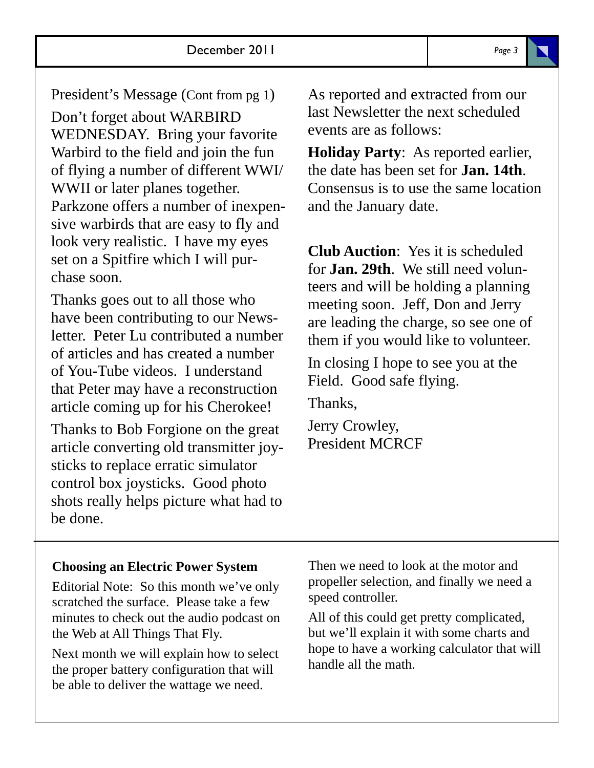President's Message (Cont from pg 1)

Don't forget about WARBIRD WEDNESDAY. Bring your favorite Warbird to the field and join the fun of flying a number of different WWI/ WWII or later planes together. Parkzone offers a number of inexpensive warbirds that are easy to fly and look very realistic. I have my eyes set on a Spitfire which I will purchase soon.

Thanks goes out to all those who have been contributing to our Newsletter. Peter Lu contributed a number of articles and has created a number of You-Tube videos. I understand that Peter may have a reconstruction article coming up for his Cherokee!

Thanks to Bob Forgione on the great article converting old transmitter joysticks to replace erratic simulator control box joysticks. Good photo shots really helps picture what had to be done.

As reported and extracted from our last Newsletter the next scheduled events are as follows:

**Holiday Party**: As reported earlier, the date has been set for **Jan. 14th**. Consensus is to use the same location and the January date.

**Club Auction**: Yes it is scheduled for **Jan. 29th**. We still need volunteers and will be holding a planning meeting soon. Jeff, Don and Jerry are leading the charge, so see one of them if you would like to volunteer.

In closing I hope to see you at the Field. Good safe flying.

Thanks,

Jerry Crowley,
President MCRCF

---

**Choosing an Electric Power System**

Editorial Note: So this month we've only scratched the surface. Please take a few minutes to check out the audio podcast on the Web at All Things That Fly.

Next month we will explain how to select the proper battery configuration that will be able to deliver the wattage we need.

Then we need to look at the motor and propeller selection, and finally we need a speed controller.

All of this could get pretty complicated, but we'll explain it with some charts and hope to have a working calculator that will handle all the math.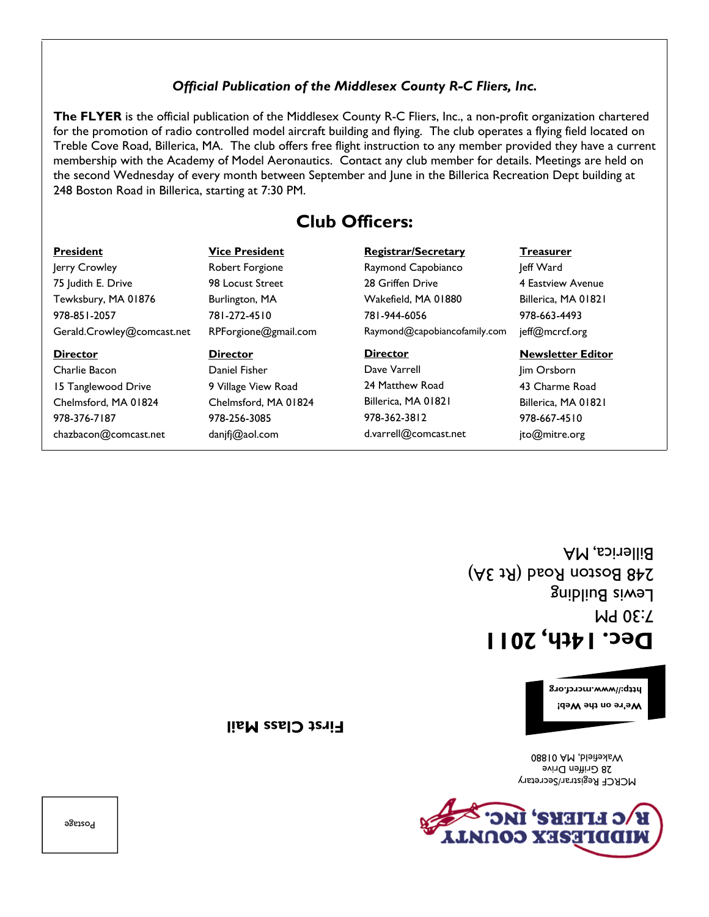*Official Publication of the Middlesex County R-C Fliers, Inc.*

**The FLYER** is the official publication of the Middlesex County R-C Fliers, Inc., a non-profit organization chartered for the promotion of radio controlled model aircraft building and flying. The club operates a flying field located on Treble Cove Road, Billerica, MA. The club offers free flight instruction to any member provided they have a current membership with the Academy of Model Aeronautics. Contact any club member for details. Meetings are held on the second Wednesday of every month between September and June in the Billerica Recreation Dept building at 248 Boston Road in Billerica, starting at 7:30 PM.

## Club Officers:

**President**
Jerry Crowley
75 Judith E. Drive
Tewksbury, MA 01876
978-851-2057
Gerald.Crowley@comcast.net

**Vice President**
Robert Forgione
98 Locust Street
Burlington, MA
781-272-4510
RPForgione@gmail.com

**Registrar/Secretary**
Raymond Capobianco
28 Griffen Drive
Wakefield, MA 01880
781-944-6056
Raymond@capobiancofamily.com

**Treasurer**
Jeff Ward
4 Eastview Avenue
Billerica, MA 01821
978-663-4493
jeff@mcrcf.org

**Director**
Charlie Bacon
15 Tanglewood Drive
Chelmsford, MA 01824
978-376-7187
chazbacon@comcast.net

**Director**
Daniel Fisher
9 Village View Road
Chelmsford, MA 01824
978-256-3085
danjfj@aol.com

**Director**
Dave Varrell
24 Matthew Road
Billerica, MA 01821
978-362-3812
d.varrell@comcast.net

**Newsletter Editor**
Jim Orsborn
43 Charme Road
Billerica, MA 01821
978-667-4510
jto@mitre.org

**Dec. 14th, 2011**
7:30 PM
Lewis Building
248 Boston Road (Rt 3A)
Billerica, MA

**We're on the Web!**
**http://www.mcrcf.org**

MCRCF Registrar/Secretary
28 Griffen Drive
Wakefield, MA 01880

MIDDLESEX COUNTY R/C FLIERS, INC.

**First Class Mail**

Postage